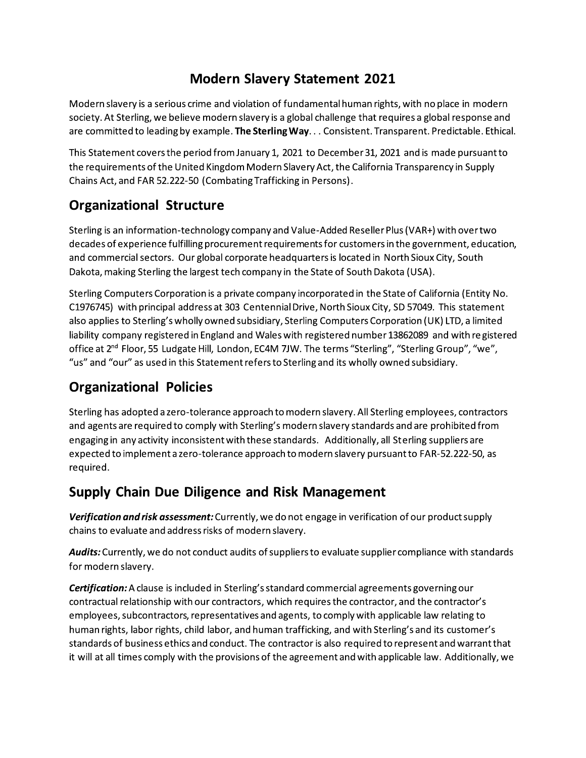# Modern Slavery Statement 2021

Modern slavery is a serious crime and violation of fundamental human rights, with no place in modern society. At Sterling, we believe modern slavery is a global challenge that requires a global response and are committed to leading by example. **The Sterling Way**. . . Consistent. Transparent. Predictable. Ethical.

This Statement covers the period from January 1, 2021 to December 31, 2021 and is made pursuant to the requirements of the United Kingdom Modern Slavery Act, the California Transparency in Supply Chains Act, and FAR 52.222-50 (Combating Trafficking in Persons).

## Organizational Structure

Sterling is an information-technology company and Value-Added Reseller Plus (VAR+) with over two decades of experience fulfilling procurement requirements for customers in the government, education, and commercial sectors. Our global corporate headquarters is located in North Sioux City, South Dakota, making Sterling the largest tech company in the State of South Dakota (USA).

Sterling Computers Corporation is a private company incorporated in the State of California (Entity No. C1976745) with principal address at 303 Centennial Drive, North Sioux City, SD 57049. This statement also applies to Sterling's wholly owned subsidiary, Sterling Computers Corporation (UK) LTD, a limited liability company registered in England and Wales with registered number 13862089 and with registered office at 2nd Floor, 55 Ludgate Hill, London, EC4M 7JW. The terms "Sterling", "Sterling Group", "we", "us" and "our" as used in this Statement refers to Sterling and its wholly owned subsidiary.

## Organizational Policies

Sterling has adopted a zero-tolerance approach to modern slavery. All Sterling employees, contractors and agents are required to comply with Sterling's modern slavery standards and are prohibited from engaging in any activity inconsistent with these standards. Additionally, all Sterling suppliers are expected to implement a zero-tolerance approach to modern slavery pursuant to FAR-52.222-50, as required.

## Supply Chain Due Diligence and Risk Management

***Verification and risk assessment:*** Currently, we do not engage in verification of our product supply chains to evaluate and address risks of modern slavery.

***Audits:*** Currently, we do not conduct audits of suppliers to evaluate supplier compliance with standards for modern slavery.

***Certification:*** A clause is included in Sterling's standard commercial agreements governing our contractual relationship with our contractors, which requires the contractor, and the contractor's employees, subcontractors, representatives and agents, to comply with applicable law relating to human rights, labor rights, child labor, and human trafficking, and with Sterling's and its customer's standards of business ethics and conduct. The contractor is also required to represent and warrant that it will at all times comply with the provisions of the agreement and with applicable law. Additionally, we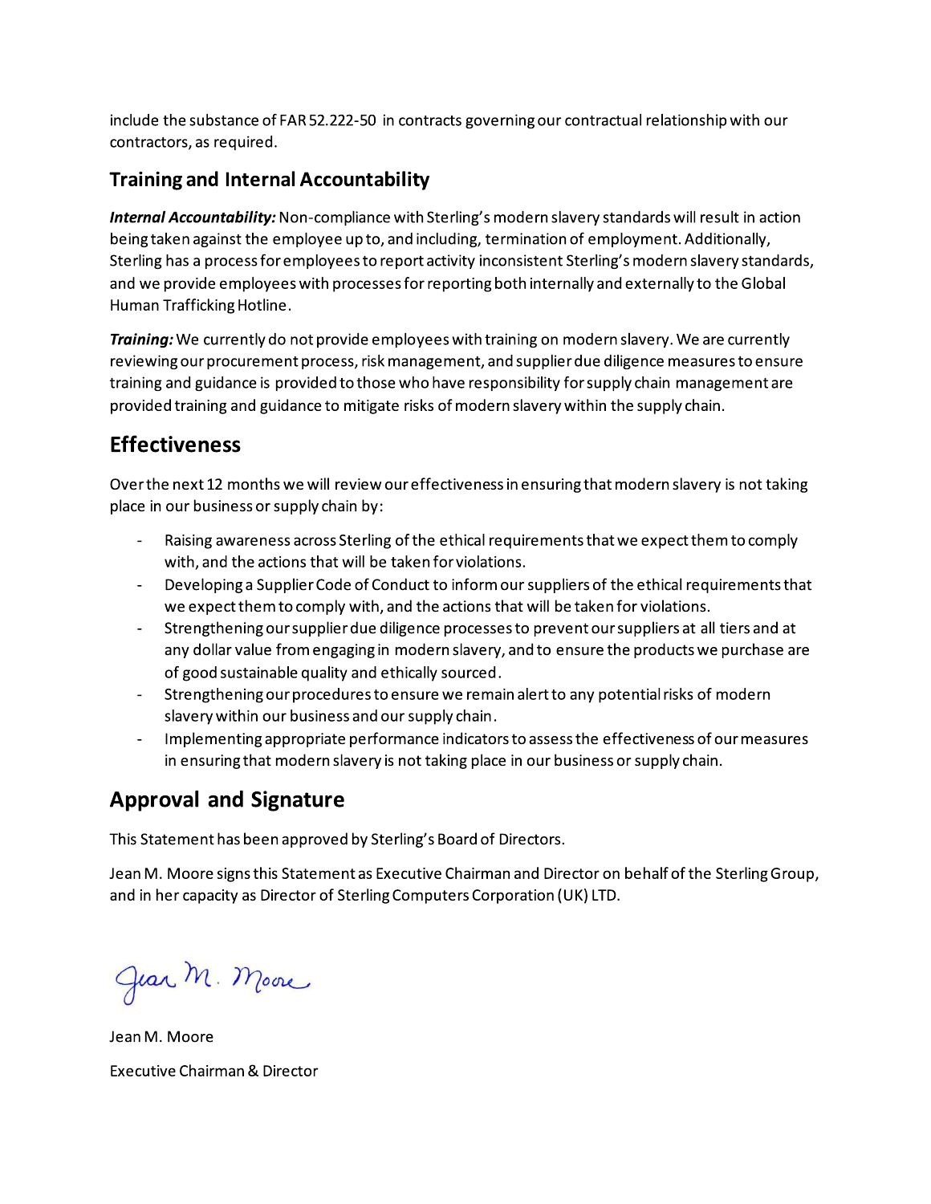include the substance of FAR 52.222-50 in contracts governing our contractual relationship with our contractors, as required.

### Training and Internal Accountability

***Internal Accountability:*** Non-compliance with Sterling's modern slavery standards will result in action being taken against the employee up to, and including, termination of employment. Additionally, Sterling has a process for employees to report activity inconsistent Sterling's modern slavery standards, and we provide employees with processes for reporting both internally and externally to the Global Human Trafficking Hotline.

***Training:*** We currently do not provide employees with training on modern slavery. We are currently reviewing our procurement process, risk management, and supplier due diligence measures to ensure training and guidance is provided to those who have responsibility for supply chain management are provided training and guidance to mitigate risks of modern slavery within the supply chain.

## Effectiveness

Over the next 12 months we will review our effectiveness in ensuring that modern slavery is not taking place in our business or supply chain by:

- Raising awareness across Sterling of the ethical requirements that we expect them to comply with, and the actions that will be taken for violations.
- Developing a Supplier Code of Conduct to inform our suppliers of the ethical requirements that we expect them to comply with, and the actions that will be taken for violations.
- Strengthening our supplier due diligence processes to prevent our suppliers at all tiers and at any dollar value from engaging in modern slavery, and to ensure the products we purchase are of good sustainable quality and ethically sourced.
- Strengthening our procedures to ensure we remain alert to any potential risks of modern slavery within our business and our supply chain.
- Implementing appropriate performance indicators to assess the effectiveness of our measures in ensuring that modern slavery is not taking place in our business or supply chain.

## Approval and Signature

This Statement has been approved by Sterling's Board of Directors.

Jean M. Moore signs this Statement as Executive Chairman and Director on behalf of the Sterling Group, and in her capacity as Director of Sterling Computers Corporation (UK) LTD.

Jean M. Moore

Jean M. Moore

Executive Chairman & Director